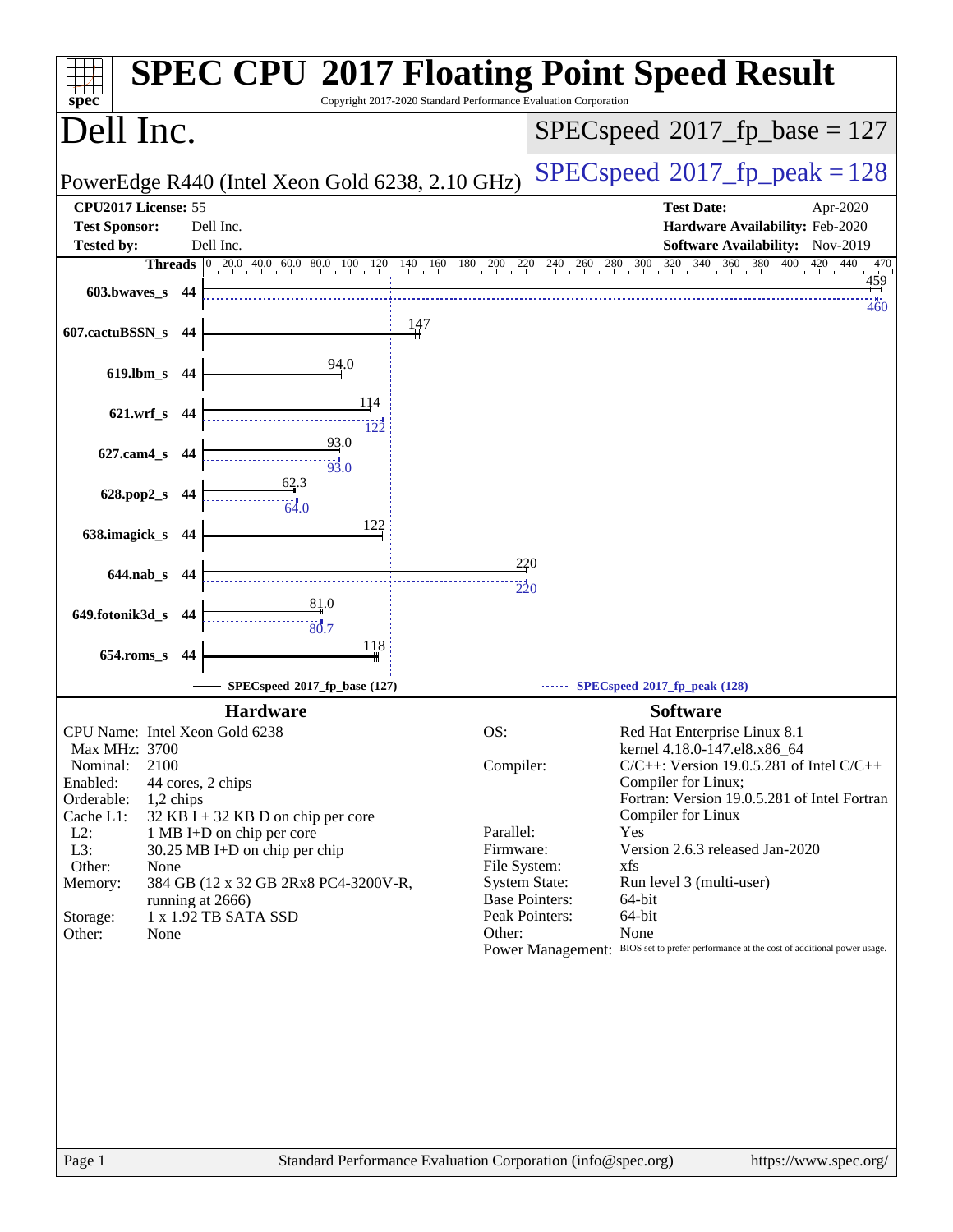# SPEC CPU 2017 Floating Point Speed Result

Copyright 2017-2020 Standard Performance Evaluation Corporation

## Dell Inc.

PowerEdge R440 (Intel Xeon Gold 6238, 2.10 GHz)

SPECspeed 2017_fp_base = 127

SPECspeed 2017_fp_peak = 128

| | | | |
|---|---|---|---|
| **CPU2017 License:** | 55 | **Test Date:** | Apr-2020 |
| **Test Sponsor:** | Dell Inc. | **Hardware Availability:** | Feb-2020 |
| **Tested by:** | Dell Inc. | **Software Availability:** | Nov-2019 |

| Benchmark | Threads | Base | Peak |
|---|---|---|---|
| 603.bwaves_s | 44 | 459 | 460 |
| 607.cactuBSSN_s | 44 | 147 | |
| 619.lbm_s | 44 | 94.0 | |
| 621.wrf_s | 44 | 114 | 122 |
| 627.cam4_s | 44 | 93.0 | 93.0 |
| 628.pop2_s | 44 | 62.3 | 64.0 |
| 638.imagick_s | 44 | 122 | |
| 644.nab_s | 44 | 220 | 220 |
| 649.fotonik3d_s | 44 | 81.0 | 80.7 |
| 654.roms_s | 44 | 118 | |

SPECspeed 2017_fp_base (127) — SPECspeed 2017_fp_peak (128)

### Hardware

| | |
|---|---|
| CPU Name: | Intel Xeon Gold 6238 |
| Max MHz: | 3700 |
| Nominal: | 2100 |
| Enabled: | 44 cores, 2 chips |
| Orderable: | 1,2 chips |
| Cache L1: | 32 KB I + 32 KB D on chip per core |
| L2: | 1 MB I+D on chip per core |
| L3: | 30.25 MB I+D on chip per chip |
| Other: | None |
| Memory: | 384 GB (12 x 32 GB 2Rx8 PC4-3200V-R, running at 2666) |
| Storage: | 1 x 1.92 TB SATA SSD |
| Other: | None |

### Software

| | |
|---|---|
| OS: | Red Hat Enterprise Linux 8.1 kernel 4.18.0-147.el8.x86_64 |
| Compiler: | C/C++: Version 19.0.5.281 of Intel C/C++ Compiler for Linux; Fortran: Version 19.0.5.281 of Intel Fortran Compiler for Linux |
| Parallel: | Yes |
| Firmware: | Version 2.6.3 released Jan-2020 |
| File System: | xfs |
| System State: | Run level 3 (multi-user) |
| Base Pointers: | 64-bit |
| Peak Pointers: | 64-bit |
| Other: | None |
| Power Management: | BIOS set to prefer performance at the cost of additional power usage. |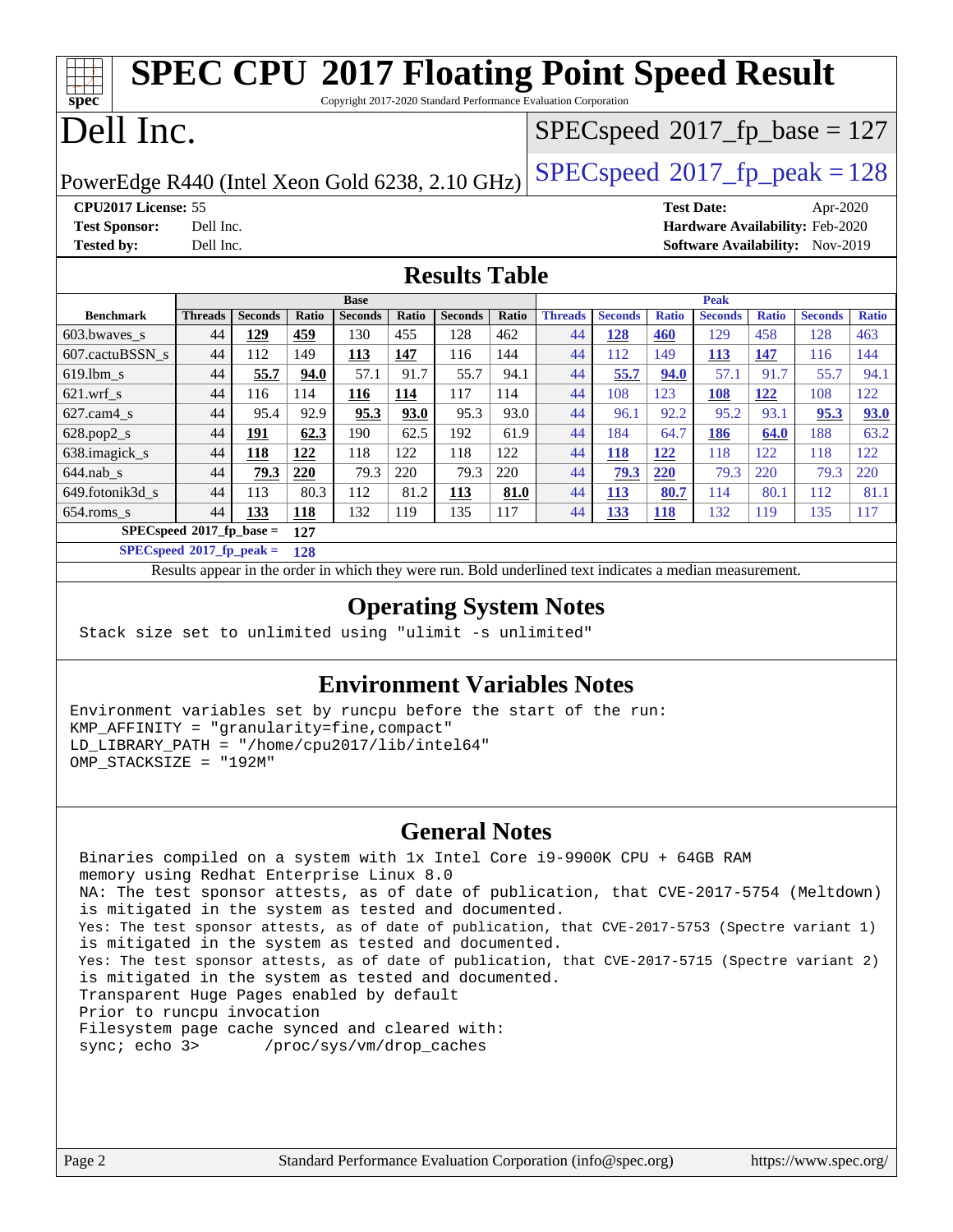# SPEC CPU 2017 Floating Point Speed Result

Copyright 2017-2020 Standard Performance Evaluation Corporation

# Dell Inc.

PowerEdge R440 (Intel Xeon Gold 6238, 2.10 GHz)

SPECspeed 2017_fp_base = 127

SPECspeed 2017_fp_peak = 128

**CPU2017 License:** 55
**Test Sponsor:** Dell Inc.
**Tested by:** Dell Inc.

**Test Date:** Apr-2020
**Hardware Availability:** Feb-2020
**Software Availability:** Nov-2019

## Results Table

| Benchmark | Base | | | | | | | Peak | | | | | | |
|---|---|---|---|---|---|---|---|---|---|---|---|---|---|---|
| | Threads | Seconds | Ratio | Seconds | Ratio | Seconds | Ratio | Threads | Seconds | Ratio | Seconds | Ratio | Seconds | Ratio |
| 603.bwaves_s | 44 | **129** | **459** | 130 | 455 | 128 | 462 | 44 | **128** | **460** | 129 | 458 | 128 | 463 |
| 607.cactuBSSN_s | 44 | 112 | 149 | **113** | **147** | 116 | 144 | 44 | 112 | 149 | **113** | **147** | 116 | 144 |
| 619.lbm_s | 44 | **55.7** | **94.0** | 57.1 | 91.7 | 55.7 | 94.1 | 44 | **55.7** | **94.0** | 57.1 | 91.7 | 55.7 | 94.1 |
| 621.wrf_s | 44 | 116 | 114 | **116** | **114** | 117 | 114 | 44 | 108 | 123 | **108** | **122** | 108 | 122 |
| 627.cam4_s | 44 | 95.4 | 92.9 | **95.3** | **93.0** | 95.3 | 93.0 | 44 | 96.1 | 92.2 | 95.2 | 93.1 | **95.3** | **93.0** |
| 628.pop2_s | 44 | **191** | **62.3** | 190 | 62.5 | 192 | 61.9 | 44 | 184 | 64.7 | **186** | **64.0** | 188 | 63.2 |
| 638.imagick_s | 44 | **118** | **122** | 118 | 122 | 118 | 122 | 44 | **118** | **122** | 118 | 122 | 118 | 122 |
| 644.nab_s | 44 | **79.3** | **220** | 79.3 | 220 | 79.3 | 220 | 44 | **79.3** | **220** | 79.3 | 220 | 79.3 | 220 |
| 649.fotonik3d_s | 44 | 113 | 80.3 | 112 | 81.2 | **113** | **81.0** | 44 | **113** | **80.7** | 114 | 80.1 | 112 | 81.1 |
| 654.roms_s | 44 | **133** | **118** | 132 | 119 | 135 | 117 | 44 | **133** | **118** | 132 | 119 | 135 | 117 |

**SPECspeed 2017_fp_base = 127**

**SPECspeed 2017_fp_peak = 128**

Results appear in the order in which they were run. Bold underlined text indicates a median measurement.

## Operating System Notes

```
Stack size set to unlimited using "ulimit -s unlimited"
```

## Environment Variables Notes

```
Environment variables set by runcpu before the start of the run:
KMP_AFFINITY = "granularity=fine,compact"
LD_LIBRARY_PATH = "/home/cpu2017/lib/intel64"
OMP_STACKSIZE = "192M"
```

## General Notes

```
Binaries compiled on a system with 1x Intel Core i9-9900K CPU + 64GB RAM
memory using Redhat Enterprise Linux 8.0
NA: The test sponsor attests, as of date of publication, that CVE-2017-5754 (Meltdown)
is mitigated in the system as tested and documented.
Yes: The test sponsor attests, as of date of publication, that CVE-2017-5753 (Spectre variant 1)
is mitigated in the system as tested and documented.
Yes: The test sponsor attests, as of date of publication, that CVE-2017-5715 (Spectre variant 2)
is mitigated in the system as tested and documented.
Transparent Huge Pages enabled by default
Prior to runcpu invocation
Filesystem page cache synced and cleared with:
sync; echo 3>       /proc/sys/vm/drop_caches
```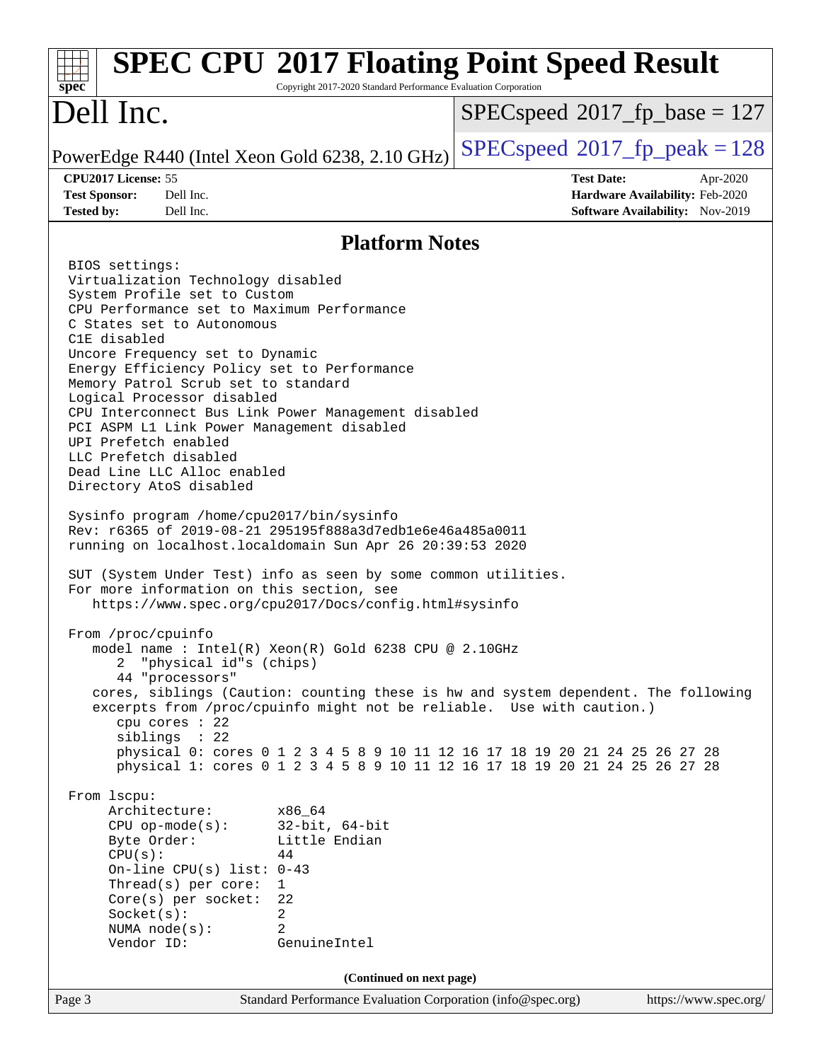# SPEC CPU 2017 Floating Point Speed Result

Copyright 2017-2020 Standard Performance Evaluation Corporation

# Dell Inc.

PowerEdge R440 (Intel Xeon Gold 6238, 2.10 GHz)

SPECspeed 2017_fp_base = 127

SPECspeed 2017_fp_peak = 128

| | | | |
|---|---|---|---|
| **CPU2017 License:** | 55 | **Test Date:** | Apr-2020 |
| **Test Sponsor:** | Dell Inc. | **Hardware Availability:** | Feb-2020 |
| **Tested by:** | Dell Inc. | **Software Availability:** | Nov-2019 |

## Platform Notes

```
BIOS settings:
Virtualization Technology disabled
System Profile set to Custom
CPU Performance set to Maximum Performance
C States set to Autonomous
C1E disabled
Uncore Frequency set to Dynamic
Energy Efficiency Policy set to Performance
Memory Patrol Scrub set to standard
Logical Processor disabled
CPU Interconnect Bus Link Power Management disabled
PCI ASPM L1 Link Power Management disabled
UPI Prefetch enabled
LLC Prefetch disabled
Dead Line LLC Alloc enabled
Directory AtoS disabled

Sysinfo program /home/cpu2017/bin/sysinfo
Rev: r6365 of 2019-08-21 295195f888a3d7edb1e6e46a485a0011
running on localhost.localdomain Sun Apr 26 20:39:53 2020

SUT (System Under Test) info as seen by some common utilities.
For more information on this section, see
   https://www.spec.org/cpu2017/Docs/config.html#sysinfo

From /proc/cpuinfo
   model name : Intel(R) Xeon(R) Gold 6238 CPU @ 2.10GHz
      2  "physical id"s (chips)
      44 "processors"
   cores, siblings (Caution: counting these is hw and system dependent. The following
   excerpts from /proc/cpuinfo might not be reliable.  Use with caution.)
      cpu cores : 22
      siblings  : 22
      physical 0: cores 0 1 2 3 4 5 8 9 10 11 12 16 17 18 19 20 21 24 25 26 27 28
      physical 1: cores 0 1 2 3 4 5 8 9 10 11 12 16 17 18 19 20 21 24 25 26 27 28

From lscpu:
     Architecture:        x86_64
     CPU op-mode(s):      32-bit, 64-bit
     Byte Order:          Little Endian
     CPU(s):              44
     On-line CPU(s) list: 0-43
     Thread(s) per core:  1
     Core(s) per socket:  22
     Socket(s):           2
     NUMA node(s):        2
     Vendor ID:           GenuineIntel
```

(Continued on next page)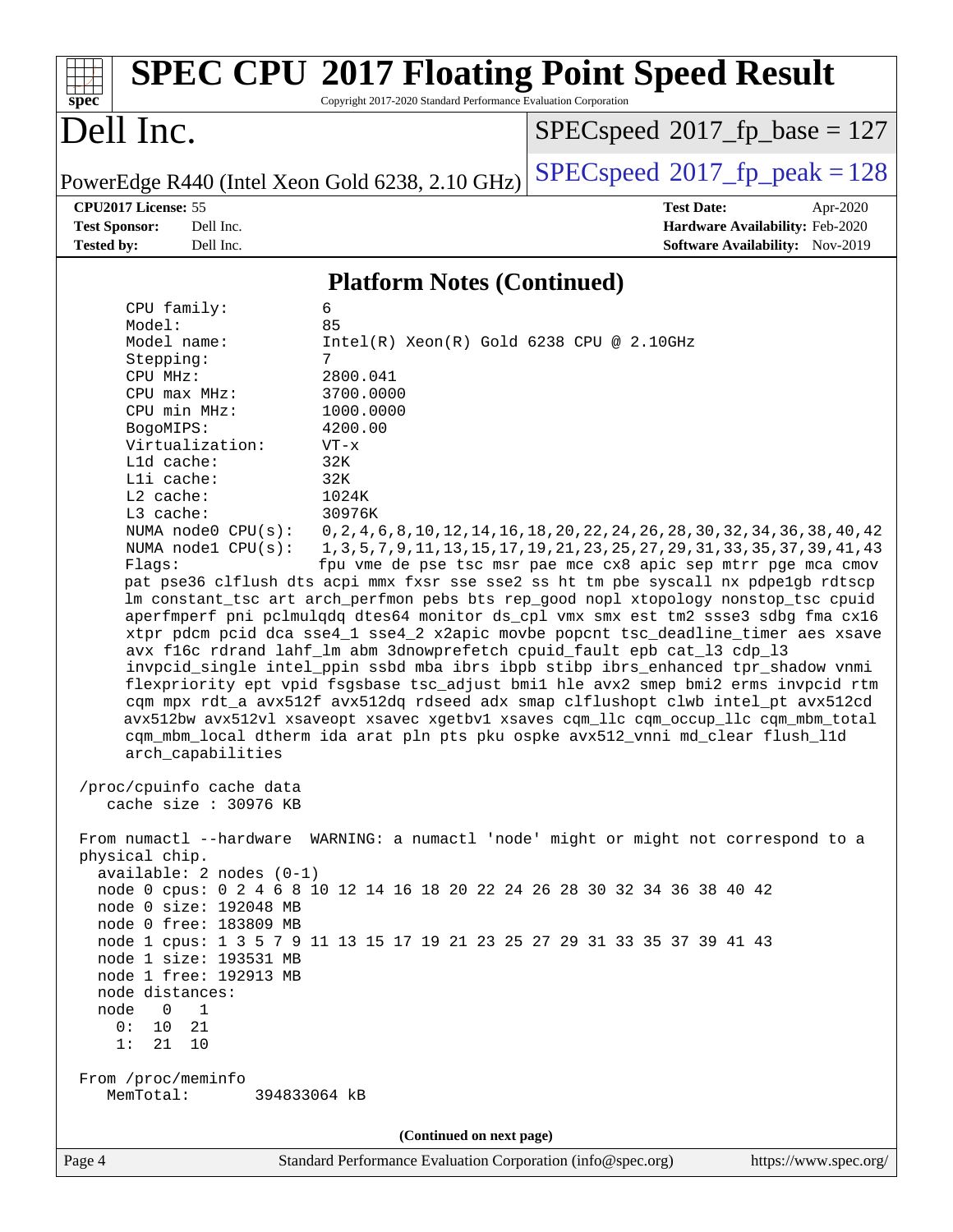# SPEC CPU 2017 Floating Point Speed Result

Copyright 2017-2020 Standard Performance Evaluation Corporation

# Dell Inc.

PowerEdge R440 (Intel Xeon Gold 6238, 2.10 GHz)

SPECspeed 2017_fp_base = 127

SPECspeed 2017_fp_peak = 128

**CPU2017 License:** 55
**Test Sponsor:** Dell Inc.
**Tested by:** Dell Inc.

**Test Date:** Apr-2020
**Hardware Availability:** Feb-2020
**Software Availability:** Nov-2019

## Platform Notes (Continued)

```
      CPU family:          6
      Model:               85
      Model name:          Intel(R) Xeon(R) Gold 6238 CPU @ 2.10GHz
      Stepping:            7
      CPU MHz:             2800.041
      CPU max MHz:         3700.0000
      CPU min MHz:         1000.0000
      BogoMIPS:            4200.00
      Virtualization:      VT-x
      L1d cache:           32K
      L1i cache:           32K
      L2 cache:            1024K
      L3 cache:            30976K
      NUMA node0 CPU(s):   0,2,4,6,8,10,12,14,16,18,20,22,24,26,28,30,32,34,36,38,40,42
      NUMA node1 CPU(s):   1,3,5,7,9,11,13,15,17,19,21,23,25,27,29,31,33,35,37,39,41,43
      Flags:               fpu vme de pse tsc msr pae mce cx8 apic sep mtrr pge mca cmov
      pat pse36 clflush dts acpi mmx fxsr sse sse2 ss ht tm pbe syscall nx pdpe1gb rdtscp
      lm constant_tsc art arch_perfmon pebs bts rep_good nopl xtopology nonstop_tsc cpuid
      aperfmperf pni pclmulqdq dtes64 monitor ds_cpl vmx smx est tm2 ssse3 sdbg fma cx16
      xtpr pdcm pcid dca sse4_1 sse4_2 x2apic movbe popcnt tsc_deadline_timer aes xsave
      avx f16c rdrand lahf_lm abm 3dnowprefetch cpuid_fault epb cat_l3 cdp_l3
      invpcid_single intel_ppin ssbd mba ibrs ibpb stibp ibrs_enhanced tpr_shadow vnmi
      flexpriority ept vpid fsgsbase tsc_adjust bmi1 hle avx2 smep bmi2 erms invpcid rtm
      cqm mpx rdt_a avx512f avx512dq rdseed adx smap clflushopt clwb intel_pt avx512cd
      avx512bw avx512vl xsaveopt xsavec xgetbv1 xsaves cqm_llc cqm_occup_llc cqm_mbm_total
      cqm_mbm_local dtherm ida arat pln pts pku ospke avx512_vnni md_clear flush_l1d
      arch_capabilities

 /proc/cpuinfo cache data
    cache size : 30976 KB

 From numactl --hardware  WARNING: a numactl 'node' might or might not correspond to a
 physical chip.
   available: 2 nodes (0-1)
   node 0 cpus: 0 2 4 6 8 10 12 14 16 18 20 22 24 26 28 30 32 34 36 38 40 42
   node 0 size: 192048 MB
   node 0 free: 183809 MB
   node 1 cpus: 1 3 5 7 9 11 13 15 17 19 21 23 25 27 29 31 33 35 37 39 41 43
   node 1 size: 193531 MB
   node 1 free: 192913 MB
   node distances:
   node   0   1
     0:  10  21
     1:  21  10

 From /proc/meminfo
    MemTotal:       394833064 kB
```

(Continued on next page)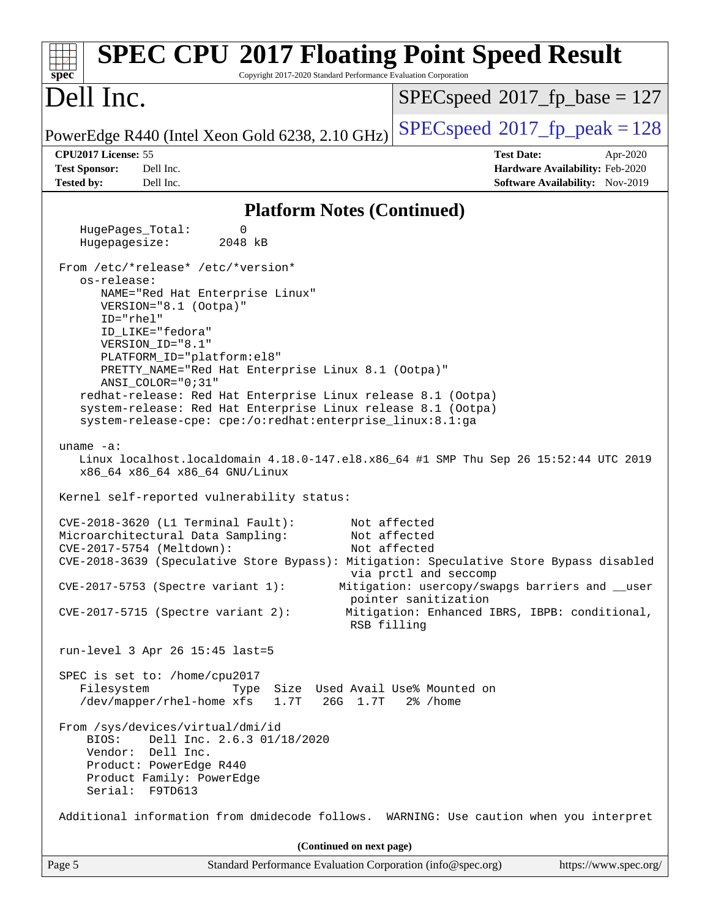## Platform Notes (Continued)

```
    HugePages_Total:       0
    Hugepagesize:       2048 kB

 From /etc/*release* /etc/*version*
    os-release:
       NAME="Red Hat Enterprise Linux"
       VERSION="8.1 (Ootpa)"
       ID="rhel"
       ID_LIKE="fedora"
       VERSION_ID="8.1"
       PLATFORM_ID="platform:el8"
       PRETTY_NAME="Red Hat Enterprise Linux 8.1 (Ootpa)"
       ANSI_COLOR="0;31"
    redhat-release: Red Hat Enterprise Linux release 8.1 (Ootpa)
    system-release: Red Hat Enterprise Linux release 8.1 (Ootpa)
    system-release-cpe: cpe:/o:redhat:enterprise_linux:8.1:ga

 uname -a:
    Linux localhost.localdomain 4.18.0-147.el8.x86_64 #1 SMP Thu Sep 26 15:52:44 UTC 2019
    x86_64 x86_64 x86_64 GNU/Linux

 Kernel self-reported vulnerability status:

 CVE-2018-3620 (L1 Terminal Fault):         Not affected
 Microarchitectural Data Sampling:          Not affected
 CVE-2017-5754 (Meltdown):                  Not affected
 CVE-2018-3639 (Speculative Store Bypass): Mitigation: Speculative Store Bypass disabled
                                             via prctl and seccomp
 CVE-2017-5753 (Spectre variant 1):        Mitigation: usercopy/swapgs barriers and __user
                                             pointer sanitization
 CVE-2017-5715 (Spectre variant 2):         Mitigation: Enhanced IBRS, IBPB: conditional,
                                             RSB filling

 run-level 3 Apr 26 15:45 last=5

 SPEC is set to: /home/cpu2017
    Filesystem            Type  Size  Used Avail Use% Mounted on
    /dev/mapper/rhel-home xfs   1.7T   26G  1.7T   2% /home

 From /sys/devices/virtual/dmi/id
     BIOS:    Dell Inc. 2.6.3 01/18/2020
     Vendor:  Dell Inc.
     Product: PowerEdge R440
     Product Family: PowerEdge
     Serial:  F9TD613

 Additional information from dmidecode follows.  WARNING: Use caution when you interpret
```

(Continued on next page)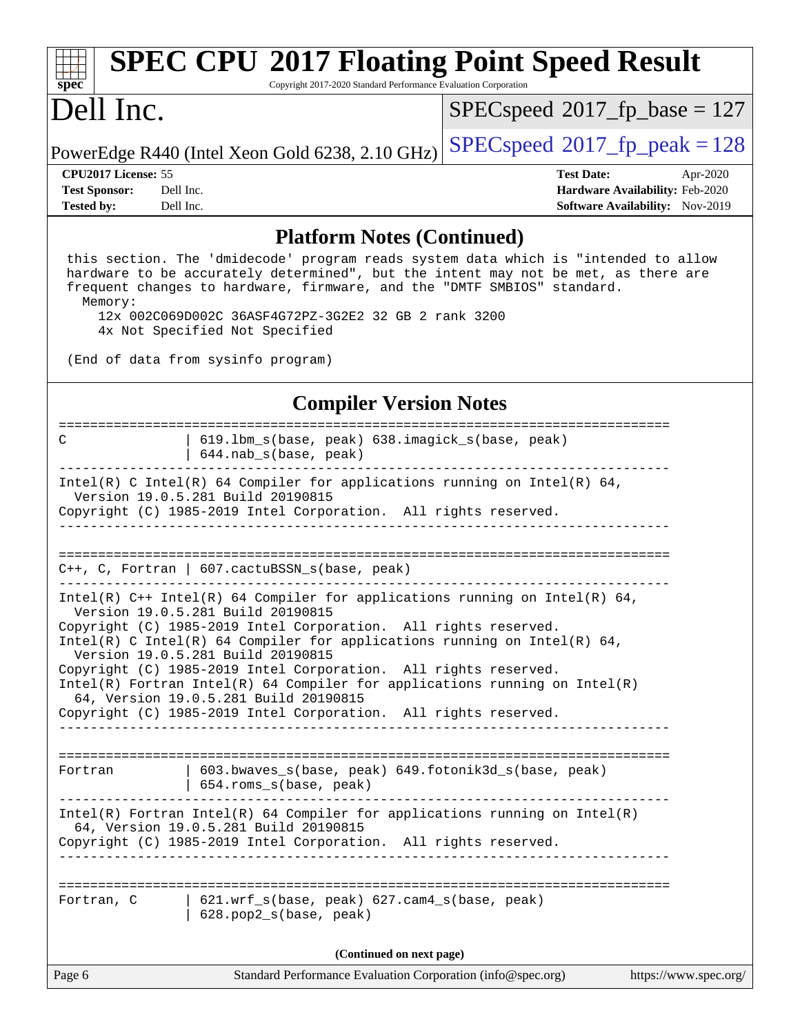# SPEC CPU 2017 Floating Point Speed Result

Copyright 2017-2020 Standard Performance Evaluation Corporation

# Dell Inc.

PowerEdge R440 (Intel Xeon Gold 6238, 2.10 GHz)

SPECspeed 2017_fp_base = 127

SPECspeed 2017_fp_peak = 128

| | | | |
|---|---|---|---|
| **CPU2017 License:** | 55 | **Test Date:** | Apr-2020 |
| **Test Sponsor:** | Dell Inc. | **Hardware Availability:** | Feb-2020 |
| **Tested by:** | Dell Inc. | **Software Availability:** | Nov-2019 |

## Platform Notes (Continued)

```
 this section. The 'dmidecode' program reads system data which is "intended to allow
 hardware to be accurately determined", but the intent may not be met, as there are
 frequent changes to hardware, firmware, and the "DMTF SMBIOS" standard.
   Memory:
     12x 002C069D002C 36ASF4G72PZ-3G2E2 32 GB 2 rank 3200
     4x Not Specified Not Specified

 (End of data from sysinfo program)
```

## Compiler Version Notes

```
==============================================================================
C              | 619.lbm_s(base, peak) 638.imagick_s(base, peak)
               | 644.nab_s(base, peak)
------------------------------------------------------------------------------
Intel(R) C Intel(R) 64 Compiler for applications running on Intel(R) 64,
  Version 19.0.5.281 Build 20190815
Copyright (C) 1985-2019 Intel Corporation.  All rights reserved.
------------------------------------------------------------------------------

==============================================================================
C++, C, Fortran | 607.cactuBSSN_s(base, peak)
------------------------------------------------------------------------------
Intel(R) C++ Intel(R) 64 Compiler for applications running on Intel(R) 64,
  Version 19.0.5.281 Build 20190815
Copyright (C) 1985-2019 Intel Corporation.  All rights reserved.
Intel(R) C Intel(R) 64 Compiler for applications running on Intel(R) 64,
  Version 19.0.5.281 Build 20190815
Copyright (C) 1985-2019 Intel Corporation.  All rights reserved.
Intel(R) Fortran Intel(R) 64 Compiler for applications running on Intel(R)
  64, Version 19.0.5.281 Build 20190815
Copyright (C) 1985-2019 Intel Corporation.  All rights reserved.
------------------------------------------------------------------------------

==============================================================================
Fortran        | 603.bwaves_s(base, peak) 649.fotonik3d_s(base, peak)
               | 654.roms_s(base, peak)
------------------------------------------------------------------------------
Intel(R) Fortran Intel(R) 64 Compiler for applications running on Intel(R)
  64, Version 19.0.5.281 Build 20190815
Copyright (C) 1985-2019 Intel Corporation.  All rights reserved.
------------------------------------------------------------------------------

==============================================================================
Fortran, C     | 621.wrf_s(base, peak) 627.cam4_s(base, peak)
               | 628.pop2_s(base, peak)
```

(Continued on next page)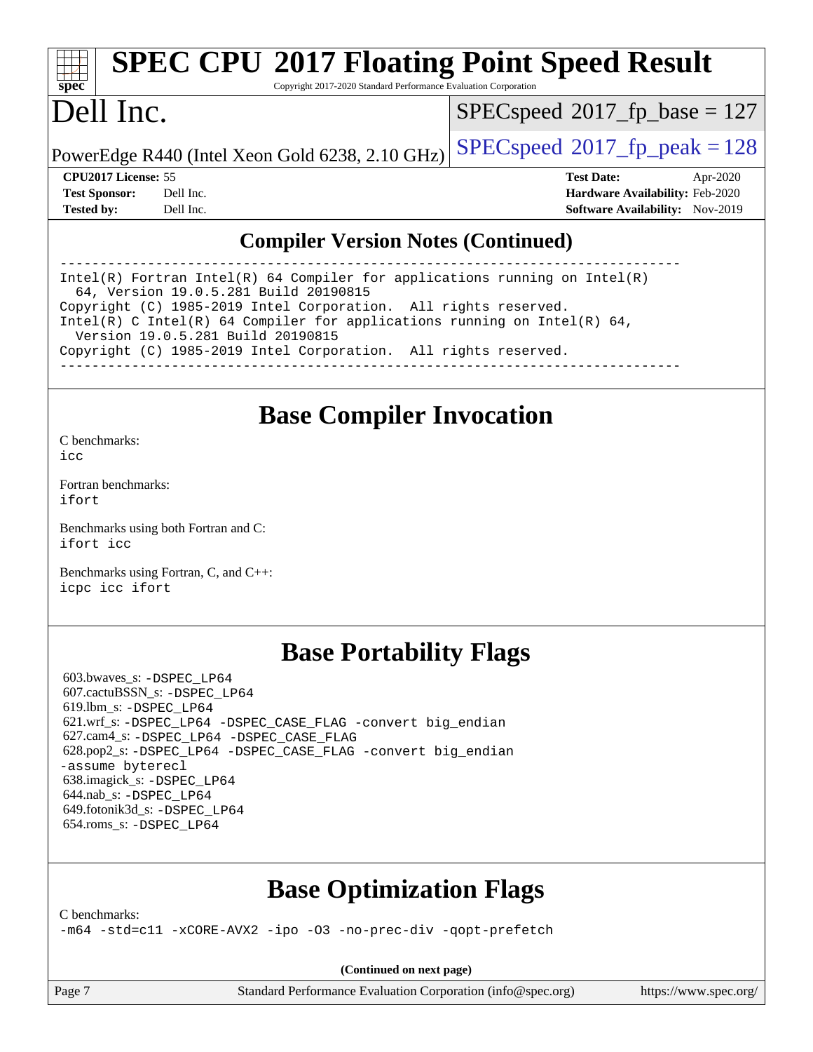## Compiler Version Notes (Continued)

```
------------------------------------------------------------------------------
Intel(R) Fortran Intel(R) 64 Compiler for applications running on Intel(R)
  64, Version 19.0.5.281 Build 20190815
Copyright (C) 1985-2019 Intel Corporation.  All rights reserved.
Intel(R) C Intel(R) 64 Compiler for applications running on Intel(R) 64,
  Version 19.0.5.281 Build 20190815
Copyright (C) 1985-2019 Intel Corporation.  All rights reserved.
------------------------------------------------------------------------------
```

## Base Compiler Invocation

C benchmarks:
icc

Fortran benchmarks:
ifort

Benchmarks using both Fortran and C:
ifort icc

Benchmarks using Fortran, C, and C++:
icpc icc ifort

## Base Portability Flags

603.bwaves_s: -DSPEC_LP64
607.cactuBSSN_s: -DSPEC_LP64
619.lbm_s: -DSPEC_LP64
621.wrf_s: -DSPEC_LP64 -DSPEC_CASE_FLAG -convert big_endian
627.cam4_s: -DSPEC_LP64 -DSPEC_CASE_FLAG
628.pop2_s: -DSPEC_LP64 -DSPEC_CASE_FLAG -convert big_endian -assume byterecl
638.imagick_s: -DSPEC_LP64
644.nab_s: -DSPEC_LP64
649.fotonik3d_s: -DSPEC_LP64
654.roms_s: -DSPEC_LP64

## Base Optimization Flags

C benchmarks:
-m64 -std=c11 -xCORE-AVX2 -ipo -O3 -no-prec-div -qopt-prefetch

**(Continued on next page)**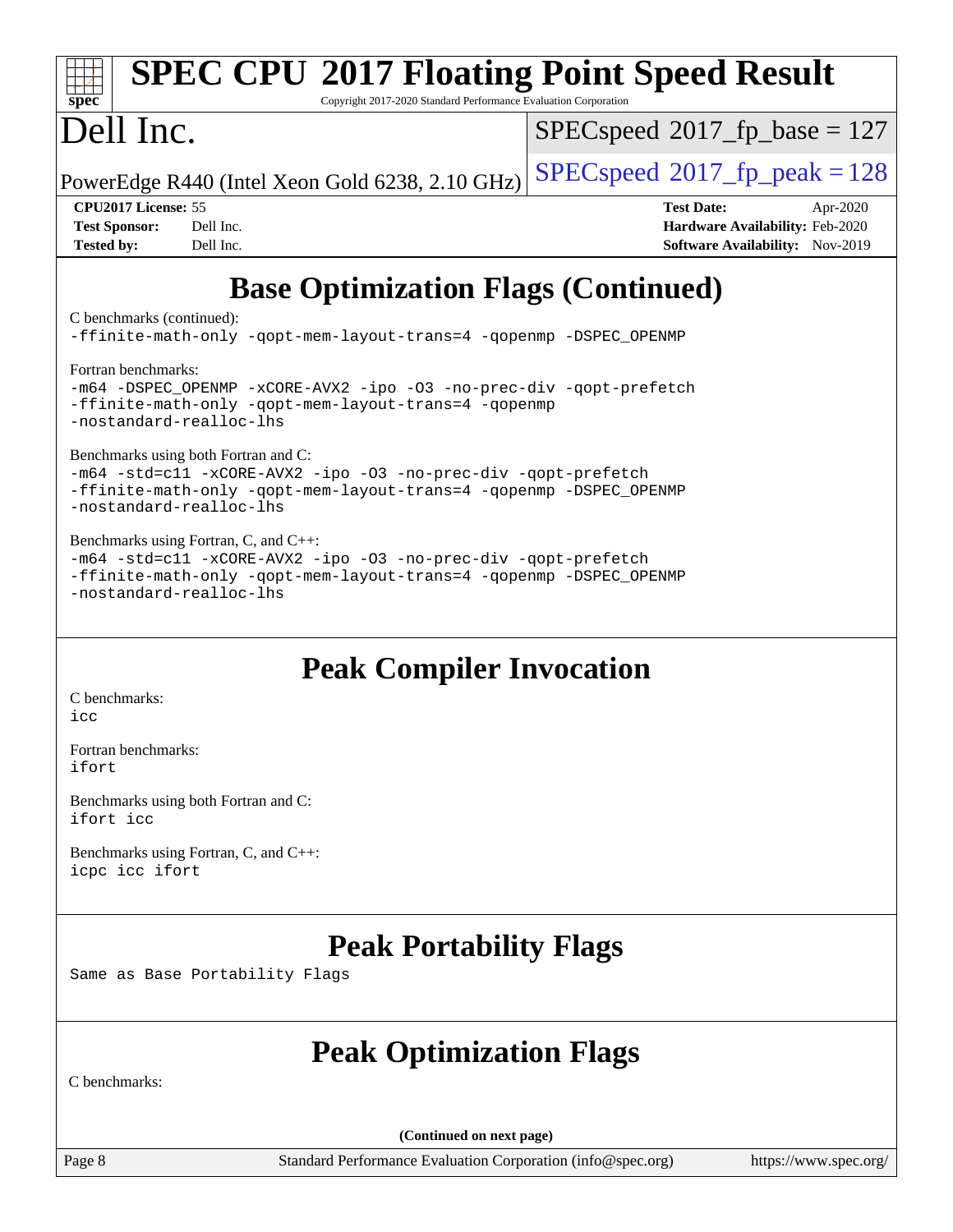## Base Optimization Flags (Continued)

C benchmarks (continued):

```
-ffinite-math-only -qopt-mem-layout-trans=4 -qopenmp -DSPEC_OPENMP
```

Fortran benchmarks:

```
-m64 -DSPEC_OPENMP -xCORE-AVX2 -ipo -O3 -no-prec-div -qopt-prefetch
-ffinite-math-only -qopt-mem-layout-trans=4 -qopenmp
-nostandard-realloc-lhs
```

Benchmarks using both Fortran and C:

```
-m64 -std=c11 -xCORE-AVX2 -ipo -O3 -no-prec-div -qopt-prefetch
-ffinite-math-only -qopt-mem-layout-trans=4 -qopenmp -DSPEC_OPENMP
-nostandard-realloc-lhs
```

Benchmarks using Fortran, C, and C++:

```
-m64 -std=c11 -xCORE-AVX2 -ipo -O3 -no-prec-div -qopt-prefetch
-ffinite-math-only -qopt-mem-layout-trans=4 -qopenmp -DSPEC_OPENMP
-nostandard-realloc-lhs
```

## Peak Compiler Invocation

C benchmarks:
`icc`

Fortran benchmarks:
`ifort`

Benchmarks using both Fortran and C:
`ifort icc`

Benchmarks using Fortran, C, and C++:
`icpc icc ifort`

## Peak Portability Flags

Same as Base Portability Flags

## Peak Optimization Flags

C benchmarks:

(Continued on next page)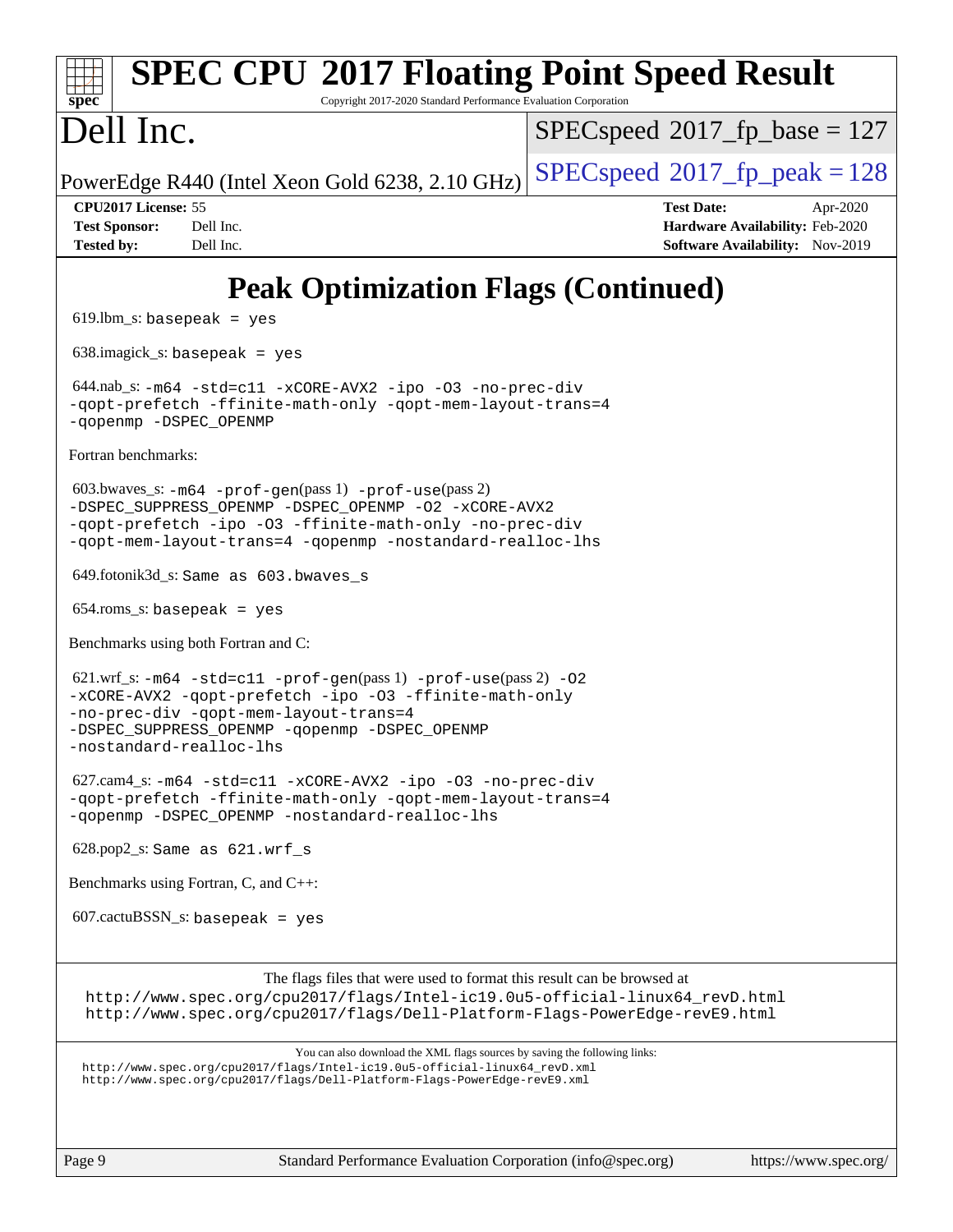# Peak Optimization Flags (Continued)

619.lbm_s: `basepeak = yes`

638.imagick_s: `basepeak = yes`

644.nab_s: `-m64 -std=c11 -xCORE-AVX2 -ipo -O3 -no-prec-div -qopt-prefetch -ffinite-math-only -qopt-mem-layout-trans=4 -qopenmp -DSPEC_OPENMP`

Fortran benchmarks:

603.bwaves_s: `-m64 -prof-gen`(pass 1) `-prof-use`(pass 2) `-DSPEC_SUPPRESS_OPENMP -DSPEC_OPENMP -O2 -xCORE-AVX2 -qopt-prefetch -ipo -O3 -ffinite-math-only -no-prec-div -qopt-mem-layout-trans=4 -qopenmp -nostandard-realloc-lhs`

649.fotonik3d_s: `Same as 603.bwaves_s`

654.roms_s: `basepeak = yes`

Benchmarks using both Fortran and C:

621.wrf_s: `-m64 -std=c11 -prof-gen`(pass 1) `-prof-use`(pass 2) `-O2 -xCORE-AVX2 -qopt-prefetch -ipo -O3 -ffinite-math-only -no-prec-div -qopt-mem-layout-trans=4 -DSPEC_SUPPRESS_OPENMP -qopenmp -DSPEC_OPENMP -nostandard-realloc-lhs`

627.cam4_s: `-m64 -std=c11 -xCORE-AVX2 -ipo -O3 -no-prec-div -qopt-prefetch -ffinite-math-only -qopt-mem-layout-trans=4 -qopenmp -DSPEC_OPENMP -nostandard-realloc-lhs`

628.pop2_s: `Same as 621.wrf_s`

Benchmarks using Fortran, C, and C++:

607.cactuBSSN_s: `basepeak = yes`

The flags files that were used to format this result can be browsed at
http://www.spec.org/cpu2017/flags/Intel-ic19.0u5-official-linux64_revD.html
http://www.spec.org/cpu2017/flags/Dell-Platform-Flags-PowerEdge-revE9.html

You can also download the XML flags sources by saving the following links:
http://www.spec.org/cpu2017/flags/Intel-ic19.0u5-official-linux64_revD.xml
http://www.spec.org/cpu2017/flags/Dell-Platform-Flags-PowerEdge-revE9.xml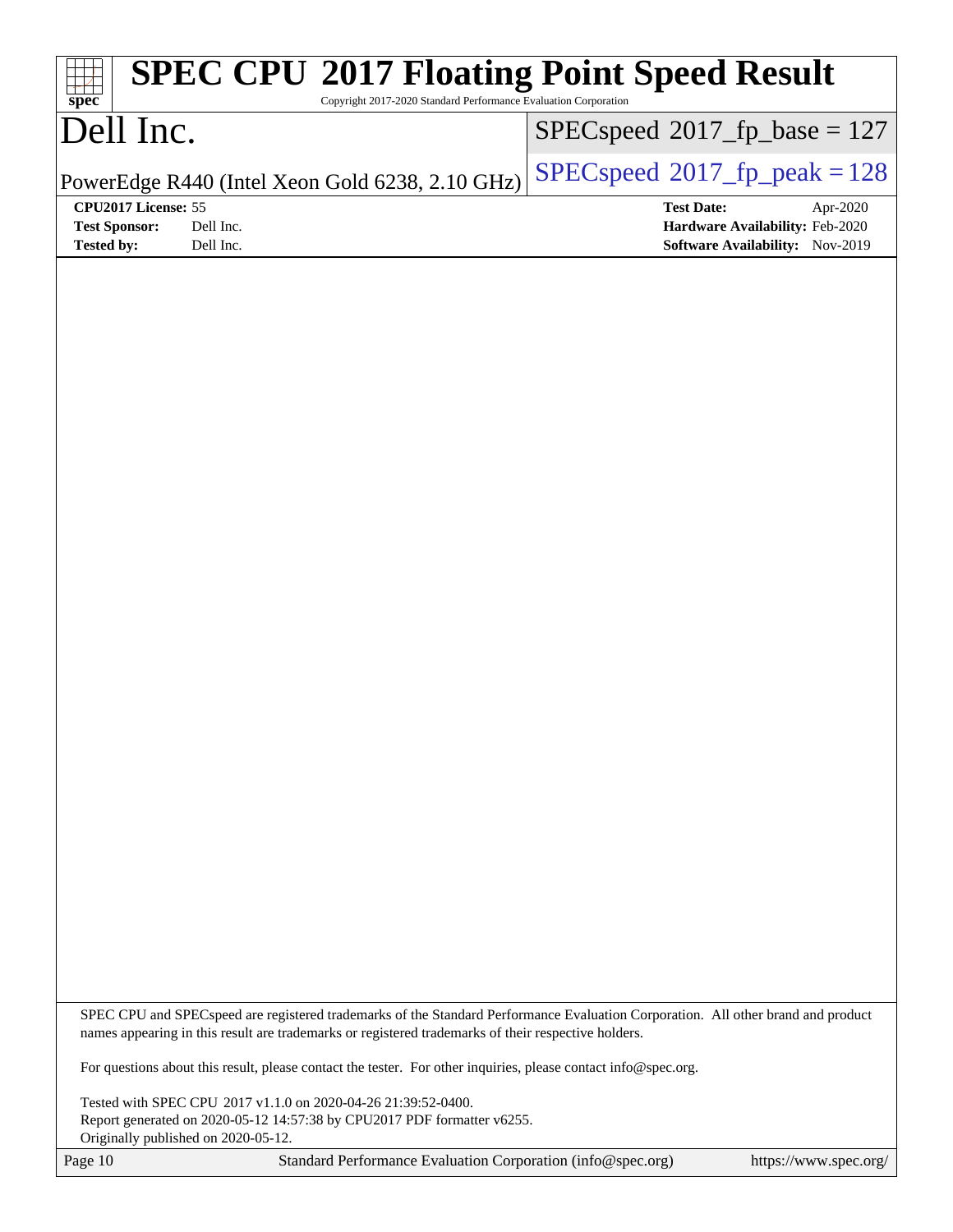SPEC CPU and SPECspeed are registered trademarks of the Standard Performance Evaluation Corporation. All other brand and product names appearing in this result are trademarks or registered trademarks of their respective holders.

For questions about this result, please contact the tester. For other inquiries, please contact info@spec.org.

Tested with SPEC CPU 2017 v1.1.0 on 2020-04-26 21:39:52-0400.
Report generated on 2020-05-12 14:57:38 by CPU2017 PDF formatter v6255.
Originally published on 2020-05-12.